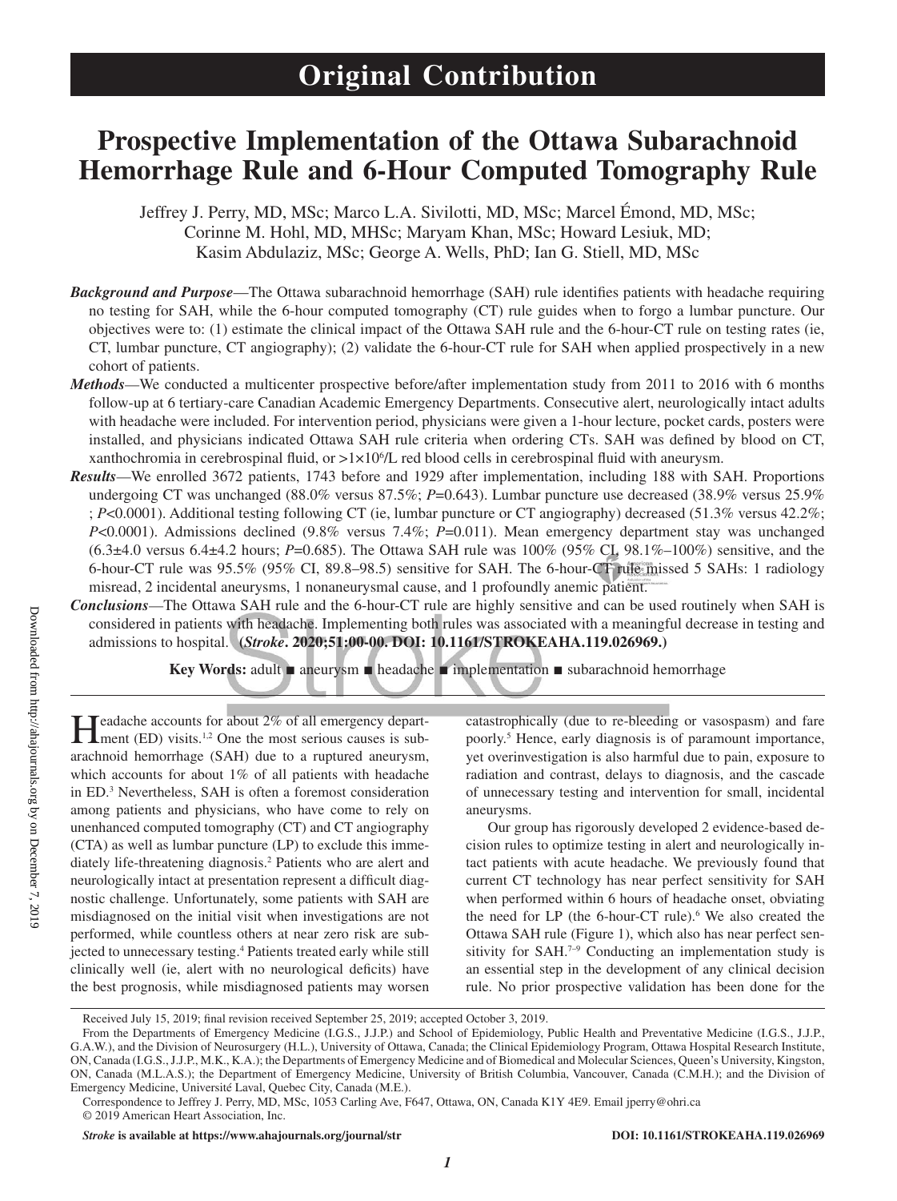# Original Contribution

# Prospective Implementation of the Ottawa Subarachnoid Hemorrhage Rule and 6-Hour Computed Tomography Rule

Jeffrey J. Perry, MD, MSc; Marco L.A. Sivilotti, MD, MSc; Marcel Émond, MD, MSc; Corinne M. Hohl, MD, MHSc; Maryam Khan, MSc; Howard Lesiuk, MD; Kasim Abdulaziz, MSc; George A. Wells, PhD; Ian G. Stiell, MD, MSc

***Background and Purpose***—The Ottawa subarachnoid hemorrhage (SAH) rule identifies patients with headache requiring no testing for SAH, while the 6-hour computed tomography (CT) rule guides when to forgo a lumbar puncture. Our objectives were to: (1) estimate the clinical impact of the Ottawa SAH rule and the 6-hour-CT rule on testing rates (ie, CT, lumbar puncture, CT angiography); (2) validate the 6-hour-CT rule for SAH when applied prospectively in a new cohort of patients.

***Methods***—We conducted a multicenter prospective before/after implementation study from 2011 to 2016 with 6 months follow-up at 6 tertiary-care Canadian Academic Emergency Departments. Consecutive alert, neurologically intact adults with headache were included. For intervention period, physicians were given a 1-hour lecture, pocket cards, posters were installed, and physicians indicated Ottawa SAH rule criteria when ordering CTs. SAH was defined by blood on CT, xanthochromia in cerebrospinal fluid, or $>1\times10^6$/L red blood cells in cerebrospinal fluid with aneurysm.

***Results***—We enrolled 3672 patients, 1743 before and 1929 after implementation, including 188 with SAH. Proportions undergoing CT was unchanged (88.0% versus 87.5%; *P*=0.643). Lumbar puncture use decreased (38.9% versus 25.9% ; *P*<0.0001). Additional testing following CT (ie, lumbar puncture or CT angiography) decreased (51.3% versus 42.2%; *P*<0.0001). Admissions declined (9.8% versus 7.4%; *P*=0.011). Mean emergency department stay was unchanged (6.3±4.0 versus 6.4±4.2 hours; *P*=0.685). The Ottawa SAH rule was 100% (95% CI, 98.1%–100%) sensitive, and the 6-hour-CT rule was 95.5% (95% CI, 89.8–98.5) sensitive for SAH. The 6-hour-CT rule missed 5 SAHs: 1 radiology misread, 2 incidental aneurysms, 1 nonaneurysmal cause, and 1 profoundly anemic patient.

***Conclusions***—The Ottawa SAH rule and the 6-hour-CT rule are highly sensitive and can be used routinely when SAH is considered in patients with headache. Implementing both rules was associated with a meaningful decrease in testing and admissions to hospital. **(*Stroke*. 2020;51:00-00. DOI: 10.1161/STROKEAHA.119.026969.)**

**Key Words:** adult ■ aneurysm ■ headache ■ implementation ■ subarachnoid hemorrhage

Headache accounts for about 2% of all emergency department (ED) visits.[1,2] One the most serious causes is subarachnoid hemorrhage (SAH) due to a ruptured aneurysm, which accounts for about 1% of all patients with headache in ED.[3] Nevertheless, SAH is often a foremost consideration among patients and physicians, who have come to rely on unenhanced computed tomography (CT) and CT angiography (CTA) as well as lumbar puncture (LP) to exclude this immediately life-threatening diagnosis.[2] Patients who are alert and neurologically intact at presentation represent a difficult diagnostic challenge. Unfortunately, some patients with SAH are misdiagnosed on the initial visit when investigations are not performed, while countless others at near zero risk are subjected to unnecessary testing.[4] Patients treated early while still clinically well (ie, alert with no neurological deficits) have the best prognosis, while misdiagnosed patients may worsen catastrophically (due to re-bleeding or vasospasm) and fare poorly.[5] Hence, early diagnosis is of paramount importance, yet overinvestigation is also harmful due to pain, exposure to radiation and contrast, delays to diagnosis, and the cascade of unnecessary testing and intervention for small, incidental aneurysms.

Our group has rigorously developed 2 evidence-based decision rules to optimize testing in alert and neurologically intact patients with acute headache. We previously found that current CT technology has near perfect sensitivity for SAH when performed within 6 hours of headache onset, obviating the need for LP (the 6-hour-CT rule).[6] We also created the Ottawa SAH rule (Figure 1), which also has near perfect sensitivity for SAH.[7–9] Conducting an implementation study is an essential step in the development of any clinical decision rule. No prior prospective validation has been done for the

---

Received July 15, 2019; final revision received September 25, 2019; accepted October 3, 2019.

From the Departments of Emergency Medicine (I.G.S., J.J.P.) and School of Epidemiology, Public Health and Preventative Medicine (I.G.S., J.J.P., G.A.W.), and the Division of Neurosurgery (H.L.), University of Ottawa, Canada; the Clinical Epidemiology Program, Ottawa Hospital Research Institute, ON, Canada (I.G.S., J.J.P., M.K., K.A.); the Departments of Emergency Medicine and of Biomedical and Molecular Sciences, Queen's University, Kingston, ON, Canada (M.L.A.S.); the Department of Emergency Medicine, University of British Columbia, Vancouver, Canada (C.M.H.); and the Division of Emergency Medicine, Université Laval, Quebec City, Canada (M.E.).

Correspondence to Jeffrey J. Perry, MD, MSc, 1053 Carling Ave, F647, Ottawa, ON, Canada K1Y 4E9. Email jperry@ohri.ca

© 2019 American Heart Association, Inc.

*Stroke* is available at https://www.ahajournals.org/journal/str DOI: 10.1161/STROKEAHA.119.026969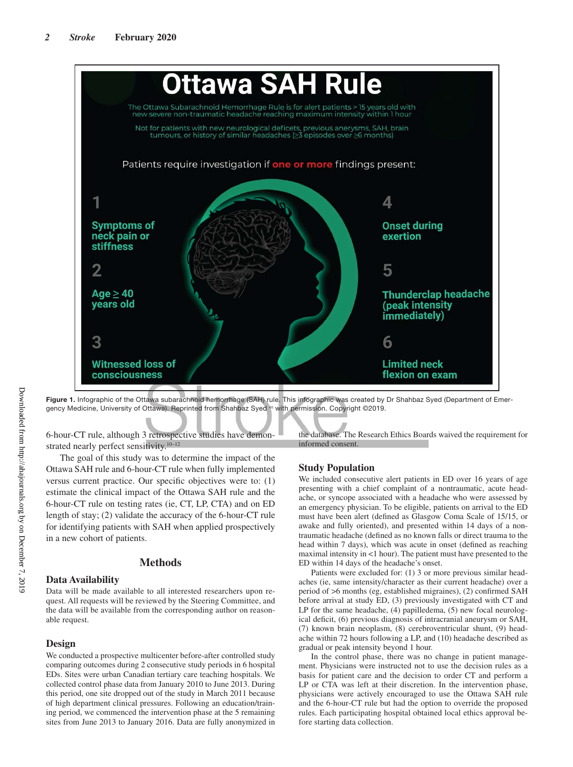## Ottawa SAH Rule

The Ottawa Subarachnoid Hemorrhage Rule is for alert patients > 15 years old with new severe non-traumatic headache reaching maximum intensity within 1 hour

Not for patients with new neurological deficits, previous anerysms, SAH, brain tumours, or history of similar headaches (≥3 episodes over ≥6 months)

Patients require investigation if **one or more** findings present:

1. Symptoms of neck pain or stiffness
2. Age ≥ 40 years old
3. Witnessed loss of consciousness
4. Onset during exertion
5. Thunderclap headache (peak intensity immediately)
6. Limited neck flexion on exam

**Figure 1.** Infographic of the Ottawa subarachnoid hemorrhage (SAH) rule. This infographic was created by Dr Shahbaz Syed (Department of Emergency Medicine, University of Ottawa). Reprinted from Shahbaz Syed[40] with permission. Copyright ©2019.

6-hour-CT rule, although 3 retrospective studies have demonstrated nearly perfect sensitivity.[10–12]

The goal of this study was to determine the impact of the Ottawa SAH rule and 6-hour-CT rule when fully implemented versus current practice. Our specific objectives were to: (1) estimate the clinical impact of the Ottawa SAH rule and the 6-hour-CT rule on testing rates (ie, CT, LP, CTA) and on ED length of stay; (2) validate the accuracy of the 6-hour-CT rule for identifying patients with SAH when applied prospectively in a new cohort of patients.

## Methods

### Data Availability

Data will be made available to all interested researchers upon request. All requests will be reviewed by the Steering Committee, and the data will be available from the corresponding author on reasonable request.

### Design

We conducted a prospective multicenter before-after controlled study comparing outcomes during 2 consecutive study periods in 6 hospital EDs. Sites were urban Canadian tertiary care teaching hospitals. We collected control phase data from January 2010 to June 2013. During this period, one site dropped out of the study in March 2011 because of high department clinical pressures. Following an education/training period, we commenced the intervention phase at the 5 remaining sites from June 2013 to January 2016. Data are fully anonymized in the database. The Research Ethics Boards waived the requirement for informed consent.

### Study Population

We included consecutive alert patients in ED over 16 years of age presenting with a chief complaint of a nontraumatic, acute headache, or syncope associated with a headache who were assessed by an emergency physician. To be eligible, patients on arrival to the ED must have been alert (defined as Glasgow Coma Scale of 15/15, or awake and fully oriented), and presented within 14 days of a non-traumatic headache (defined as no known falls or direct trauma to the head within 7 days), which was acute in onset (defined as reaching maximal intensity in <1 hour). The patient must have presented to the ED within 14 days of the headache's onset.

Patients were excluded for: (1) 3 or more previous similar headaches (ie, same intensity/character as their current headache) over a period of >6 months (eg, established migraines), (2) confirmed SAH before arrival at study ED, (3) previously investigated with CT and LP for the same headache, (4) papilledema, (5) new focal neurological deficit, (6) previous diagnosis of intracranial aneurysm or SAH, (7) known brain neoplasm, (8) cerebroventricular shunt, (9) headache within 72 hours following a LP, and (10) headache described as gradual or peak intensity beyond 1 hour.

In the control phase, there was no change in patient management. Physicians were instructed not to use the decision rules as a basis for patient care and the decision to order CT and perform a LP or CTA was left at their discretion. In the intervention phase, physicians were actively encouraged to use the Ottawa SAH rule and the 6-hour-CT rule but had the option to override the proposed rules. Each participating hospital obtained local ethics approval before starting data collection.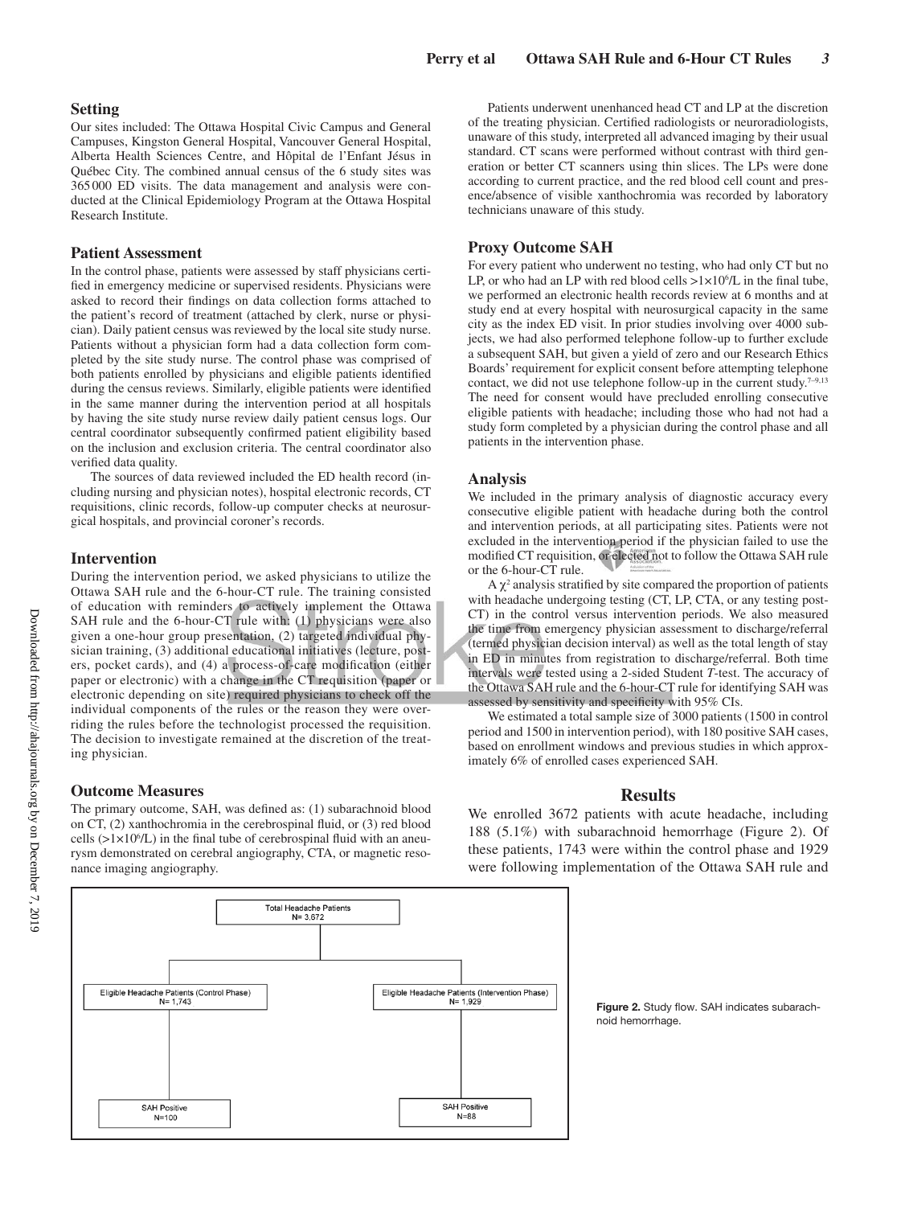## Setting

Our sites included: The Ottawa Hospital Civic Campus and General Campuses, Kingston General Hospital, Vancouver General Hospital, Alberta Health Sciences Centre, and Hôpital de l'Enfant Jésus in Québec City. The combined annual census of the 6 study sites was 365 000 ED visits. The data management and analysis were conducted at the Clinical Epidemiology Program at the Ottawa Hospital Research Institute.

## Patient Assessment

In the control phase, patients were assessed by staff physicians certified in emergency medicine or supervised residents. Physicians were asked to record their findings on data collection forms attached to the patient's record of treatment (attached by clerk, nurse or physician). Daily patient census was reviewed by the local site study nurse. Patients without a physician form had a data collection form completed by the site study nurse. The control phase was comprised of both patients enrolled by physicians and eligible patients identified during the census reviews. Similarly, eligible patients were identified in the same manner during the intervention period at all hospitals by having the site study nurse review daily patient census logs. Our central coordinator subsequently confirmed patient eligibility based on the inclusion and exclusion criteria. The central coordinator also verified data quality.

The sources of data reviewed included the ED health record (including nursing and physician notes), hospital electronic records, CT requisitions, clinic records, follow-up computer checks at neurosurgical hospitals, and provincial coroner's records.

## Intervention

During the intervention period, we asked physicians to utilize the Ottawa SAH rule and the 6-hour-CT rule. The training consisted of education with reminders to actively implement the Ottawa SAH rule and the 6-hour-CT rule with: (1) physicians were also given a one-hour group presentation, (2) targeted individual physician training, (3) additional educational initiatives (lecture, posters, pocket cards), and (4) a process-of-care modification (either paper or electronic) with a change in the CT requisition (paper or electronic depending on site) required physicians to check off the individual components of the rules or the reason they were overriding the rules before the technologist processed the requisition. The decision to investigate remained at the discretion of the treating physician.

## Outcome Measures

The primary outcome, SAH, was defined as: (1) subarachnoid blood on CT, (2) xanthochromia in the cerebrospinal fluid, or (3) red blood cells ($>1\times10^6$/L) in the final tube of cerebrospinal fluid with an aneurysm demonstrated on cerebral angiography, CTA, or magnetic resonance imaging angiography.

Patients underwent unenhanced head CT and LP at the discretion of the treating physician. Certified radiologists or neuroradiologists, unaware of this study, interpreted all advanced imaging by their usual standard. CT scans were performed without contrast with third generation or better CT scanners using thin slices. The LPs were done according to current practice, and the red blood cell count and presence/absence of visible xanthochromia was recorded by laboratory technicians unaware of this study.

## Proxy Outcome SAH

For every patient who underwent no testing, who had only CT but no LP, or who had an LP with red blood cells $>1\times10^6$/L in the final tube, we performed an electronic health records review at 6 months and at study end at every hospital with neurosurgical capacity in the same city as the index ED visit. In prior studies involving over 4000 subjects, we had also performed telephone follow-up to further exclude a subsequent SAH, but given a yield of zero and our Research Ethics Boards' requirement for explicit consent before attempting telephone contact, we did not use telephone follow-up in the current study.[7–9,13] The need for consent would have precluded enrolling consecutive eligible patients with headache; including those who had not had a study form completed by a physician during the control phase and all patients in the intervention phase.

## Analysis

We included in the primary analysis of diagnostic accuracy every consecutive eligible patient with headache during both the control and intervention periods, at all participating sites. Patients were not excluded in the intervention period if the physician failed to use the modified CT requisition, or elected not to follow the Ottawa SAH rule or the 6-hour-CT rule.

A $\chi^2$ analysis stratified by site compared the proportion of patients with headache undergoing testing (CT, LP, CTA, or any testing post-CT) in the control versus intervention periods. We also measured the time from emergency physician assessment to discharge/referral (termed physician decision interval) as well as the total length of stay in ED in minutes from registration to discharge/referral. Both time intervals were tested using a 2-sided Student *T*-test. The accuracy of the Ottawa SAH rule and the 6-hour-CT rule for identifying SAH was assessed by sensitivity and specificity with 95% CIs.

We estimated a total sample size of 3000 patients (1500 in control period and 1500 in intervention period), with 180 positive SAH cases, based on enrollment windows and previous studies in which approximately 6% of enrolled cases experienced SAH.

# Results

We enrolled 3672 patients with acute headache, including 188 (5.1%) with subarachnoid hemorrhage (Figure 2). Of these patients, 1743 were within the control phase and 1929 were following implementation of the Ottawa SAH rule and

Total Headache Patients N= 3,672

Eligible Headache Patients (Control Phase) N= 1,743 → SAH Positive N=100

Eligible Headache Patients (Intervention Phase) N= 1,929 → SAH Positive N=88

**Figure 2.** Study flow. SAH indicates subarachnoid hemorrhage.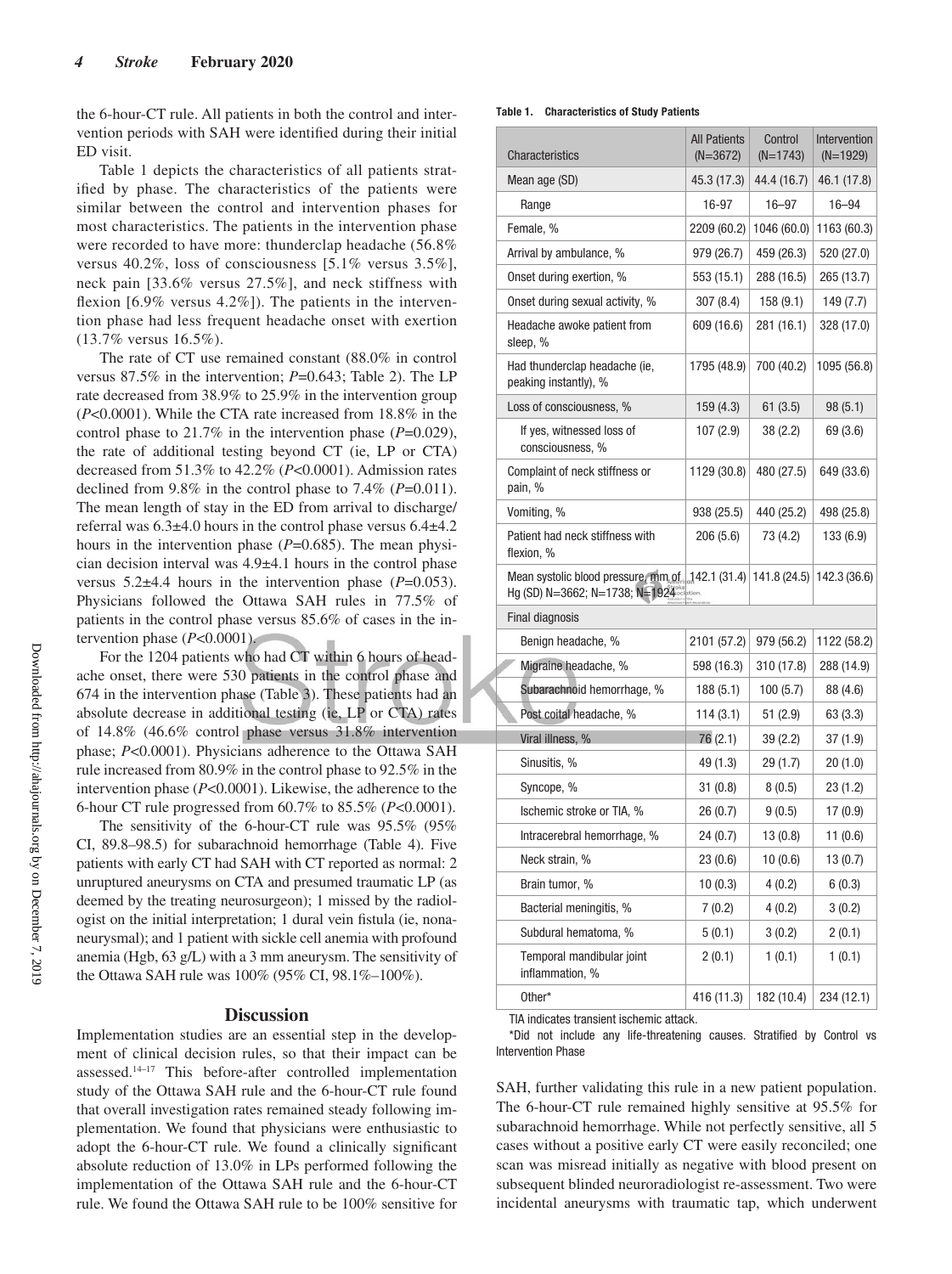the 6-hour-CT rule. All patients in both the control and intervention periods with SAH were identified during their initial ED visit.

Table 1 depicts the characteristics of all patients stratified by phase. The characteristics of the patients were similar between the control and intervention phases for most characteristics. The patients in the intervention phase were recorded to have more: thunderclap headache (56.8% versus 40.2%, loss of consciousness [5.1% versus 3.5%], neck pain [33.6% versus 27.5%], and neck stiffness with flexion [6.9% versus 4.2%]). The patients in the intervention phase had less frequent headache onset with exertion (13.7% versus 16.5%).

The rate of CT use remained constant (88.0% in control versus 87.5% in the intervention; *P*=0.643; Table 2). The LP rate decreased from 38.9% to 25.9% in the intervention group (*P*<0.0001). While the CTA rate increased from 18.8% in the control phase to 21.7% in the intervention phase (*P*=0.029), the rate of additional testing beyond CT (ie, LP or CTA) decreased from 51.3% to 42.2% (*P*<0.0001). Admission rates declined from 9.8% in the control phase to 7.4% (*P*=0.011). The mean length of stay in the ED from arrival to discharge/referral was 6.3±4.0 hours in the control phase versus 6.4±4.2 hours in the intervention phase (*P*=0.685). The mean physician decision interval was 4.9±4.1 hours in the control phase versus 5.2±4.4 hours in the intervention phase (*P*=0.053). Physicians followed the Ottawa SAH rules in 77.5% of patients in the control phase versus 85.6% of cases in the intervention phase (*P*<0.0001).

For the 1204 patients who had CT within 6 hours of headache onset, there were 530 patients in the control phase and 674 in the intervention phase (Table 3). These patients had an absolute decrease in additional testing (ie, LP or CTA) rates of 14.8% (46.6% control phase versus 31.8% intervention phase; *P*<0.0001). Physicians adherence to the Ottawa SAH rule increased from 80.9% in the control phase to 92.5% in the intervention phase (*P*<0.0001). Likewise, the adherence to the 6-hour CT rule progressed from 60.7% to 85.5% (*P*<0.0001).

The sensitivity of the 6-hour-CT rule was 95.5% (95% CI, 89.8–98.5) for subarachnoid hemorrhage (Table 4). Five patients with early CT had SAH with CT reported as normal: 2 unruptured aneurysms on CTA and presumed traumatic LP (as deemed by the treating neurosurgeon); 1 missed by the radiologist on the initial interpretation; 1 dural vein fistula (ie, nonaneurysmal); and 1 patient with sickle cell anemia with profound anemia (Hgb, 63 g/L) with a 3 mm aneurysm. The sensitivity of the Ottawa SAH rule was 100% (95% CI, 98.1%–100%).

**Table 1. Characteristics of Study Patients**

| Characteristics | All Patients (N=3672) | Control (N=1743) | Intervention (N=1929) |
|---|---|---|---|
| Mean age (SD) | 45.3 (17.3) | 44.4 (16.7) | 46.1 (17.8) |
| Range | 16-97 | 16–97 | 16–94 |
| Female, % | 2209 (60.2) | 1046 (60.0) | 1163 (60.3) |
| Arrival by ambulance, % | 979 (26.7) | 459 (26.3) | 520 (27.0) |
| Onset during exertion, % | 553 (15.1) | 288 (16.5) | 265 (13.7) |
| Onset during sexual activity, % | 307 (8.4) | 158 (9.1) | 149 (7.7) |
| Headache awoke patient from sleep, % | 609 (16.6) | 281 (16.1) | 328 (17.0) |
| Had thunderclap headache (ie, peaking instantly), % | 1795 (48.9) | 700 (40.2) | 1095 (56.8) |
| Loss of consciousness, % | 159 (4.3) | 61 (3.5) | 98 (5.1) |
| If yes, witnessed loss of consciousness, % | 107 (2.9) | 38 (2.2) | 69 (3.6) |
| Complaint of neck stiffness or pain, % | 1129 (30.8) | 480 (27.5) | 649 (33.6) |
| Vomiting, % | 938 (25.5) | 440 (25.2) | 498 (25.8) |
| Patient had neck stiffness with flexion, % | 206 (5.6) | 73 (4.2) | 133 (6.9) |
| Mean systolic blood pressure, mm of Hg (SD) N=3662; N=1738; N=1924 | 142.1 (31.4) | 141.8 (24.5) | 142.3 (36.6) |
| Final diagnosis | | | |
| Benign headache, % | 2101 (57.2) | 979 (56.2) | 1122 (58.2) |
| Migraine headache, % | 598 (16.3) | 310 (17.8) | 288 (14.9) |
| Subarachnoid hemorrhage, % | 188 (5.1) | 100 (5.7) | 88 (4.6) |
| Post coital headache, % | 114 (3.1) | 51 (2.9) | 63 (3.3) |
| Viral illness, % | 76 (2.1) | 39 (2.2) | 37 (1.9) |
| Sinusitis, % | 49 (1.3) | 29 (1.7) | 20 (1.0) |
| Syncope, % | 31 (0.8) | 8 (0.5) | 23 (1.2) |
| Ischemic stroke or TIA, % | 26 (0.7) | 9 (0.5) | 17 (0.9) |
| Intracerebral hemorrhage, % | 24 (0.7) | 13 (0.8) | 11 (0.6) |
| Neck strain, % | 23 (0.6) | 10 (0.6) | 13 (0.7) |
| Brain tumor, % | 10 (0.3) | 4 (0.2) | 6 (0.3) |
| Bacterial meningitis, % | 7 (0.2) | 4 (0.2) | 3 (0.2) |
| Subdural hematoma, % | 5 (0.1) | 3 (0.2) | 2 (0.1) |
| Temporal mandibular joint inflammation, % | 2 (0.1) | 1 (0.1) | 1 (0.1) |
| Other* | 416 (11.3) | 182 (10.4) | 234 (12.1) |

TIA indicates transient ischemic attack.

*Did not include any life-threatening causes. Stratified by Control vs Intervention Phase

## Discussion

Implementation studies are an essential step in the development of clinical decision rules, so that their impact can be assessed.[14–17] This before-after controlled implementation study of the Ottawa SAH rule and the 6-hour-CT rule found that overall investigation rates remained steady following implementation. We found that physicians were enthusiastic to adopt the 6-hour-CT rule. We found a clinically significant absolute reduction of 13.0% in LPs performed following the implementation of the Ottawa SAH rule and the 6-hour-CT rule. We found the Ottawa SAH rule to be 100% sensitive for SAH, further validating this rule in a new patient population. The 6-hour-CT rule remained highly sensitive at 95.5% for subarachnoid hemorrhage. While not perfectly sensitive, all 5 cases without a positive early CT were easily reconciled; one scan was misread initially as negative with blood present on subsequent blinded neuroradiologist re-assessment. Two were incidental aneurysms with traumatic tap, which underwent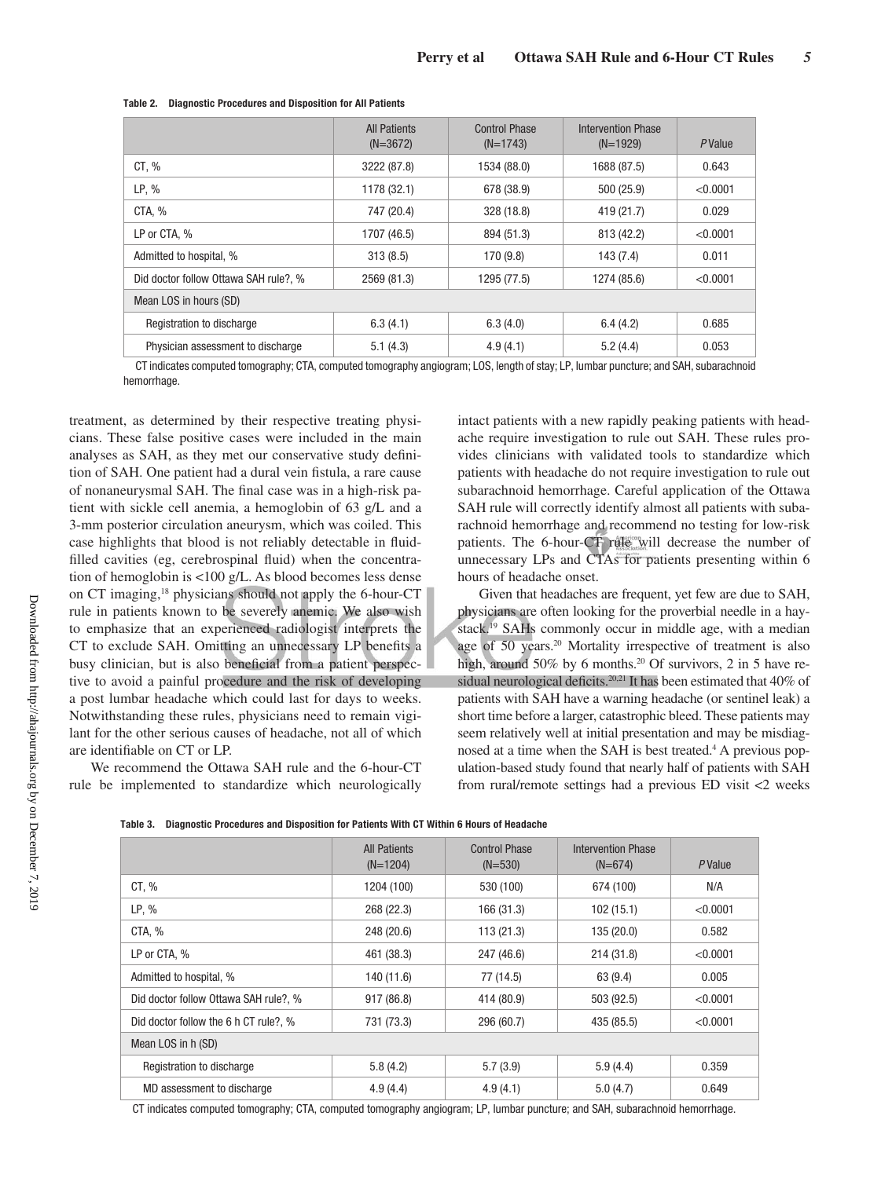**Table 2. Diagnostic Procedures and Disposition for All Patients**

| | All Patients (N=3672) | Control Phase (N=1743) | Intervention Phase (N=1929) | *P* Value |
|---|---|---|---|---|
| CT, % | 3222 (87.8) | 1534 (88.0) | 1688 (87.5) | 0.643 |
| LP, % | 1178 (32.1) | 678 (38.9) | 500 (25.9) | <0.0001 |
| CTA, % | 747 (20.4) | 328 (18.8) | 419 (21.7) | 0.029 |
| LP or CTA, % | 1707 (46.5) | 894 (51.3) | 813 (42.2) | <0.0001 |
| Admitted to hospital, % | 313 (8.5) | 170 (9.8) | 143 (7.4) | 0.011 |
| Did doctor follow Ottawa SAH rule?, % | 2569 (81.3) | 1295 (77.5) | 1274 (85.6) | <0.0001 |
| Mean LOS in hours (SD) | | | | |
| Registration to discharge | 6.3 (4.1) | 6.3 (4.0) | 6.4 (4.2) | 0.685 |
| Physician assessment to discharge | 5.1 (4.3) | 4.9 (4.1) | 5.2 (4.4) | 0.053 |

CT indicates computed tomography; CTA, computed tomography angiogram; LOS, length of stay; LP, lumbar puncture; and SAH, subarachnoid hemorrhage.

treatment, as determined by their respective treating physicians. These false positive cases were included in the main analyses as SAH, as they met our conservative study definition of SAH. One patient had a dural vein fistula, a rare cause of nonaneurysmal SAH. The final case was in a high-risk patient with sickle cell anemia, a hemoglobin of 63 g/L and a 3-mm posterior circulation aneurysm, which was coiled. This case highlights that blood is not reliably detectable in fluid-filled cavities (eg, cerebrospinal fluid) when the concentration of hemoglobin is <100 g/L. As blood becomes less dense on CT imaging,[18] physicians should not apply the 6-hour-CT rule in patients known to be severely anemic. We also wish to emphasize that an experienced radiologist interprets the CT to exclude SAH. Omitting an unnecessary LP benefits a busy clinician, but is also beneficial from a patient perspective to avoid a painful procedure and the risk of developing a post lumbar headache which could last for days to weeks. Notwithstanding these rules, physicians need to remain vigilant for the other serious causes of headache, not all of which are identifiable on CT or LP.

We recommend the Ottawa SAH rule and the 6-hour-CT rule be implemented to standardize which neurologically intact patients with a new rapidly peaking patients with headache require investigation to rule out SAH. These rules provides clinicians with validated tools to standardize which patients with headache do not require investigation to rule out subarachnoid hemorrhage. Careful application of the Ottawa SAH rule will correctly identify almost all patients with subarachnoid hemorrhage and recommend no testing for low-risk patients. The 6-hour-CT rule will decrease the number of unnecessary LPs and CTAs for patients presenting within 6 hours of headache onset.

Given that headaches are frequent, yet few are due to SAH, physicians are often looking for the proverbial needle in a haystack.[19] SAHs commonly occur in middle age, with a median age of 50 years.[20] Mortality irrespective of treatment is also high, around 50% by 6 months.[20] Of survivors, 2 in 5 have residual neurological deficits.[20,21] It has been estimated that 40% of patients with SAH have a warning headache (or sentinel leak) a short time before a larger, catastrophic bleed. These patients may seem relatively well at initial presentation and may be misdiagnosed at a time when the SAH is best treated.[4] A previous population-based study found that nearly half of patients with SAH from rural/remote settings had a previous ED visit <2 weeks

**Table 3. Diagnostic Procedures and Disposition for Patients With CT Within 6 Hours of Headache**

| | All Patients (N=1204) | Control Phase (N=530) | Intervention Phase (N=674) | *P* Value |
|---|---|---|---|---|
| CT, % | 1204 (100) | 530 (100) | 674 (100) | N/A |
| LP, % | 268 (22.3) | 166 (31.3) | 102 (15.1) | <0.0001 |
| CTA, % | 248 (20.6) | 113 (21.3) | 135 (20.0) | 0.582 |
| LP or CTA, % | 461 (38.3) | 247 (46.6) | 214 (31.8) | <0.0001 |
| Admitted to hospital, % | 140 (11.6) | 77 (14.5) | 63 (9.4) | 0.005 |
| Did doctor follow Ottawa SAH rule?, % | 917 (86.8) | 414 (80.9) | 503 (92.5) | <0.0001 |
| Did doctor follow the 6 h CT rule?, % | 731 (73.3) | 296 (60.7) | 435 (85.5) | <0.0001 |
| Mean LOS in h (SD) | | | | |
| Registration to discharge | 5.8 (4.2) | 5.7 (3.9) | 5.9 (4.4) | 0.359 |
| MD assessment to discharge | 4.9 (4.4) | 4.9 (4.1) | 5.0 (4.7) | 0.649 |

CT indicates computed tomography; CTA, computed tomography angiogram; LP, lumbar puncture; and SAH, subarachnoid hemorrhage.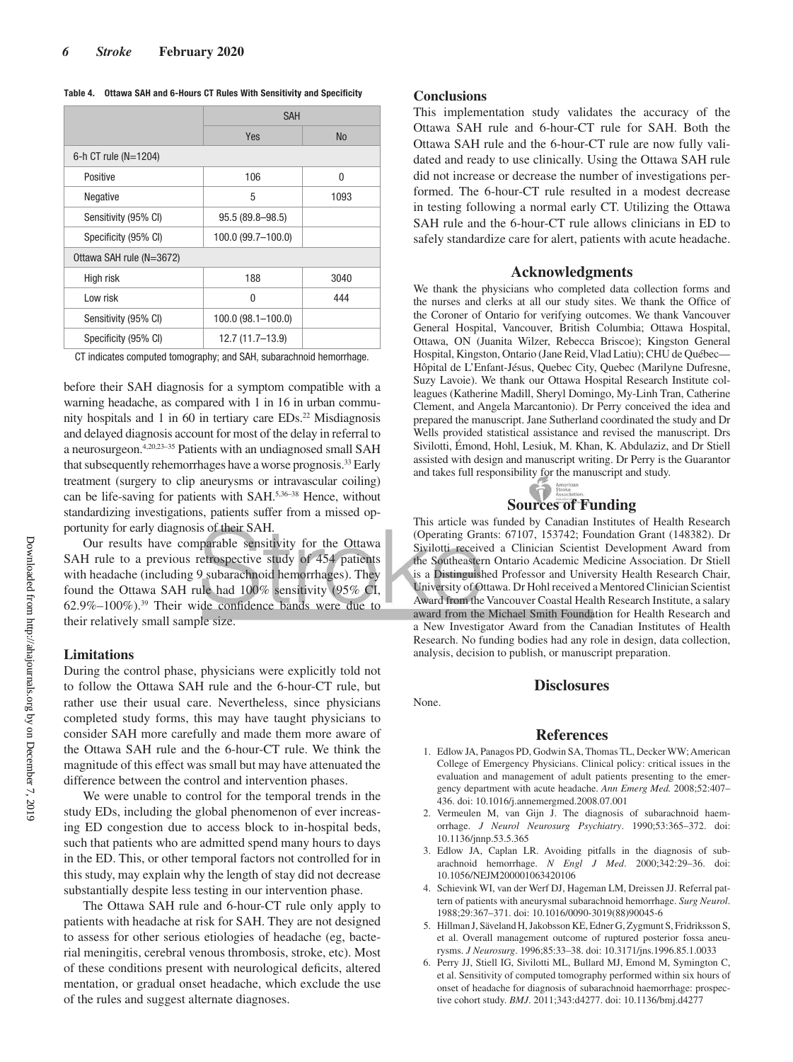**Table 4. Ottawa SAH and 6-Hours CT Rules With Sensitivity and Specificity**

| | SAH | |
|---|---|---|
| | Yes | No |
| 6-h CT rule (N=1204) | | |
| Positive | 106 | 0 |
| Negative | 5 | 1093 |
| Sensitivity (95% CI) | 95.5 (89.8–98.5) | |
| Specificity (95% CI) | 100.0 (99.7–100.0) | |
| Ottawa SAH rule (N=3672) | | |
| High risk | 188 | 3040 |
| Low risk | 0 | 444 |
| Sensitivity (95% CI) | 100.0 (98.1–100.0) | |
| Specificity (95% CI) | 12.7 (11.7–13.9) | |

CT indicates computed tomography; and SAH, subarachnoid hemorrhage.

before their SAH diagnosis for a symptom compatible with a warning headache, as compared with 1 in 16 in urban community hospitals and 1 in 60 in tertiary care EDs.[22] Misdiagnosis and delayed diagnosis account for most of the delay in referral to a neurosurgeon.[4,20,23–35] Patients with an undiagnosed small SAH that subsequently rehemorrhages have a worse prognosis.[33] Early treatment (surgery to clip aneurysms or intravascular coiling) can be life-saving for patients with SAH.[5,36–38] Hence, without standardizing investigations, patients suffer from a missed opportunity for early diagnosis of their SAH.

Our results have comparable sensitivity for the Ottawa SAH rule to a previous retrospective study of 454 patients with headache (including 9 subarachnoid hemorrhages). They found the Ottawa SAH rule had 100% sensitivity (95% CI, 62.9%–100%).[39] Their wide confidence bands were due to their relatively small sample size.

## Limitations

During the control phase, physicians were explicitly told not to follow the Ottawa SAH rule and the 6-hour-CT rule, but rather use their usual care. Nevertheless, since physicians completed study forms, this may have taught physicians to consider SAH more carefully and made them more aware of the Ottawa SAH rule and the 6-hour-CT rule. We think the magnitude of this effect was small but may have attenuated the difference between the control and intervention phases.

We were unable to control for the temporal trends in the study EDs, including the global phenomenon of ever increasing ED congestion due to access block to in-hospital beds, such that patients who are admitted spend many hours to days in the ED. This, or other temporal factors not controlled for in this study, may explain why the length of stay did not decrease substantially despite less testing in our intervention phase.

The Ottawa SAH rule and 6-hour-CT rule only apply to patients with headache at risk for SAH. They are not designed to assess for other serious etiologies of headache (eg, bacterial meningitis, cerebral venous thrombosis, stroke, etc). Most of these conditions present with neurological deficits, altered mentation, or gradual onset headache, which exclude the use of the rules and suggest alternate diagnoses.

## Conclusions

This implementation study validates the accuracy of the Ottawa SAH rule and 6-hour-CT rule for SAH. Both the Ottawa SAH rule and the 6-hour-CT rule are now fully validated and ready to use clinically. Using the Ottawa SAH rule did not increase or decrease the number of investigations performed. The 6-hour-CT rule resulted in a modest decrease in testing following a normal early CT. Utilizing the Ottawa SAH rule and the 6-hour-CT rule allows clinicians in ED to safely standardize care for alert, patients with acute headache.

## Acknowledgments

We thank the physicians who completed data collection forms and the nurses and clerks at all our study sites. We thank the Office of the Coroner of Ontario for verifying outcomes. We thank Vancouver General Hospital, Vancouver, British Columbia; Ottawa Hospital, Ottawa, ON (Juanita Wilzer, Rebecca Briscoe); Kingston General Hospital, Kingston, Ontario (Jane Reid, Vlad Latiu); CHU de Québec—Hôpital de L'Enfant-Jésus, Quebec City, Quebec (Marilyne Dufresne, Suzy Lavoie). We thank our Ottawa Hospital Research Institute colleagues (Katherine Madill, Sheryl Domingo, My-Linh Tran, Catherine Clement, and Angela Marcantonio). Dr Perry conceived the idea and prepared the manuscript. Jane Sutherland coordinated the study and Dr Wells provided statistical assistance and revised the manuscript. Drs Sivilotti, Émond, Hohl, Lesiuk, M. Khan, K. Abdulaziz, and Dr Stiell assisted with design and manuscript writing. Dr Perry is the Guarantor and takes full responsibility for the manuscript and study.

## Sources of Funding

This article was funded by Canadian Institutes of Health Research (Operating Grants: 67107, 153742; Foundation Grant (148382). Dr Sivilotti received a Clinician Scientist Development Award from the Southeastern Ontario Academic Medicine Association. Dr Stiell is a Distinguished Professor and University Health Research Chair, University of Ottawa. Dr Hohl received a Mentored Clinician Scientist Award from the Vancouver Coastal Health Research Institute, a salary award from the Michael Smith Foundation for Health Research and a New Investigator Award from the Canadian Institutes of Health Research. No funding bodies had any role in design, data collection, analysis, decision to publish, or manuscript preparation.

## Disclosures

None.

## References

1. Edlow JA, Panagos PD, Godwin SA, Thomas TL, Decker WW; American College of Emergency Physicians. Clinical policy: critical issues in the evaluation and management of adult patients presenting to the emergency department with acute headache. *Ann Emerg Med.* 2008;52:407–436. doi: 10.1016/j.annemergmed.2008.07.001
2. Vermeulen M, van Gijn J. The diagnosis of subarachnoid haemorrhage. *J Neurol Neurosurg Psychiatry*. 1990;53:365–372. doi: 10.1136/jnnp.53.5.365
3. Edlow JA, Caplan LR. Avoiding pitfalls in the diagnosis of subarachnoid hemorrhage. *N Engl J Med*. 2000;342:29–36. doi: 10.1056/NEJM200001063420106
4. Schievink WI, van der Werf DJ, Hageman LM, Dreissen JJ. Referral pattern of patients with aneurysmal subarachnoid hemorrhage. *Surg Neurol*. 1988;29:367–371. doi: 10.1016/0090-3019(88)90045-6
5. Hillman J, Säveland H, Jakobsson KE, Edner G, Zygmunt S, Fridriksson S, et al. Overall management outcome of ruptured posterior fossa aneurysms. *J Neurosurg*. 1996;85:33–38. doi: 10.3171/jns.1996.85.1.0033
6. Perry JJ, Stiell IG, Sivilotti ML, Bullard MJ, Emond M, Symington C, et al. Sensitivity of computed tomography performed within six hours of onset of headache for diagnosis of subarachnoid haemorrhage: prospective cohort study. *BMJ*. 2011;343:d4277. doi: 10.1136/bmj.d4277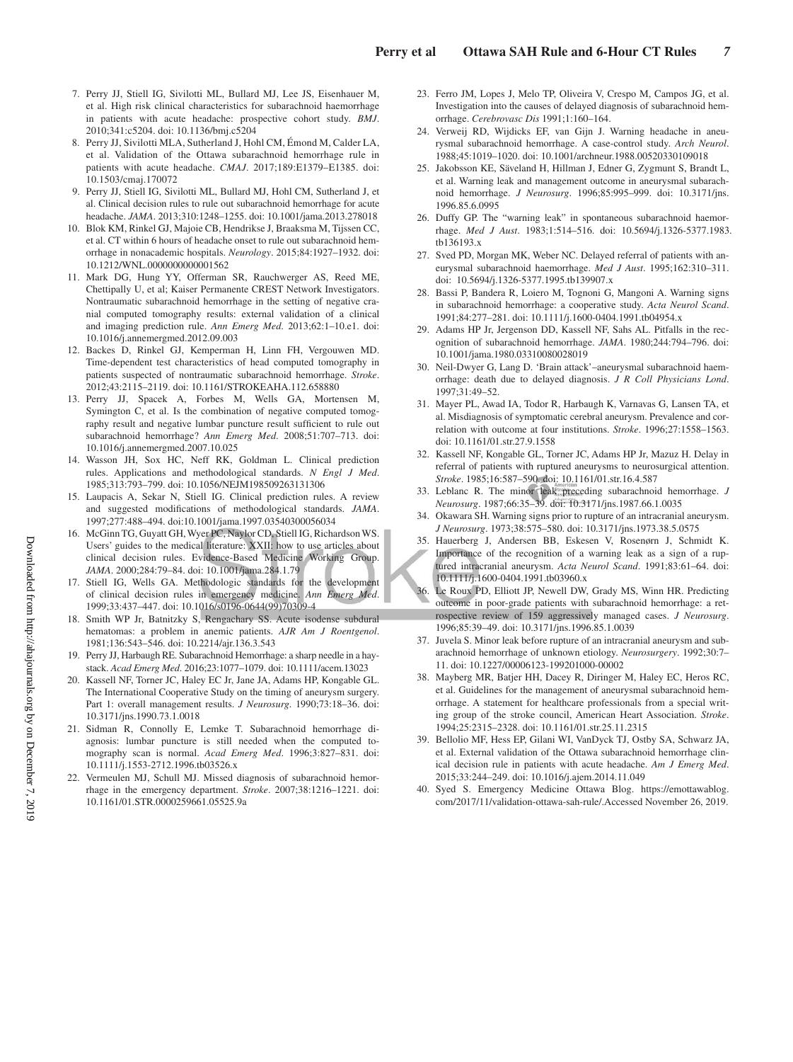7. Perry JJ, Stiell IG, Sivilotti ML, Bullard MJ, Lee JS, Eisenhauer M, et al. High risk clinical characteristics for subarachnoid haemorrhage in patients with acute headache: prospective cohort study. *BMJ*. 2010;341:c5204. doi: 10.1136/bmj.c5204
8. Perry JJ, Sivilotti MLA, Sutherland J, Hohl CM, Émond M, Calder LA, et al. Validation of the Ottawa subarachnoid hemorrhage rule in patients with acute headache. *CMAJ*. 2017;189:E1379–E1385. doi: 10.1503/cmaj.170072
9. Perry JJ, Stiell IG, Sivilotti ML, Bullard MJ, Hohl CM, Sutherland J, et al. Clinical decision rules to rule out subarachnoid hemorrhage for acute headache. *JAMA*. 2013;310:1248–1255. doi: 10.1001/jama.2013.278018
10. Blok KM, Rinkel GJ, Majoie CB, Hendrikse J, Braaksma M, Tijssen CC, et al. CT within 6 hours of headache onset to rule out subarachnoid hemorrhage in nonacademic hospitals. *Neurology*. 2015;84:1927–1932. doi: 10.1212/WNL.0000000000001562
11. Mark DG, Hung YY, Offerman SR, Rauchwerger AS, Reed ME, Chettipally U, et al; Kaiser Permanente CREST Network Investigators. Nontraumatic subarachnoid hemorrhage in the setting of negative cranial computed tomography results: external validation of a clinical and imaging prediction rule. *Ann Emerg Med*. 2013;62:1–10.e1. doi: 10.1016/j.annemergmed.2012.09.003
12. Backes D, Rinkel GJ, Kemperman H, Linn FH, Vergouwen MD. Time-dependent test characteristics of head computed tomography in patients suspected of nontraumatic subarachnoid hemorrhage. *Stroke*. 2012;43:2115–2119. doi: 10.1161/STROKEAHA.112.658880
13. Perry JJ, Spacek A, Forbes M, Wells GA, Mortensen M, Symington C, et al. Is the combination of negative computed tomography result and negative lumbar puncture result sufficient to rule out subarachnoid hemorrhage? *Ann Emerg Med*. 2008;51:707–713. doi: 10.1016/j.annemergmed.2007.10.025
14. Wasson JH, Sox HC, Neff RK, Goldman L. Clinical prediction rules. Applications and methodological standards. *N Engl J Med*. 1985;313:793–799. doi: 10.1056/NEJM198509263131306
15. Laupacis A, Sekar N, Stiell IG. Clinical prediction rules. A review and suggested modifications of methodological standards. *JAMA*. 1997;277:488–494. doi:10.1001/jama.1997.03540300056034
16. McGinn TG, Guyatt GH, Wyer PC, Naylor CD, Stiell IG, Richardson WS. Users' guides to the medical literature: XXII: how to use articles about clinical decision rules. Evidence-Based Medicine Working Group. *JAMA*. 2000;284:79–84. doi: 10.1001/jama.284.1.79
17. Stiell IG, Wells GA. Methodologic standards for the development of clinical decision rules in emergency medicine. *Ann Emerg Med*. 1999;33:437–447. doi: 10.1016/s0196-0644(99)70309-4
18. Smith WP Jr, Batnitzky S, Rengachary SS. Acute isodense subdural hematomas: a problem in anemic patients. *AJR Am J Roentgenol*. 1981;136:543–546. doi: 10.2214/ajr.136.3.543
19. Perry JJ, Harbaugh RE. Subarachnoid Hemorrhage: a sharp needle in a haystack. *Acad Emerg Med*. 2016;23:1077–1079. doi: 10.1111/acem.13023
20. Kassell NF, Torner JC, Haley EC Jr, Jane JA, Adams HP, Kongable GL. The International Cooperative Study on the timing of aneurysm surgery. Part 1: overall management results. *J Neurosurg*. 1990;73:18–36. doi: 10.3171/jns.1990.73.1.0018
21. Sidman R, Connolly E, Lemke T. Subarachnoid hemorrhage diagnosis: lumbar puncture is still needed when the computed tomography scan is normal. *Acad Emerg Med*. 1996;3:827–831. doi: 10.1111/j.1553-2712.1996.tb03526.x
22. Vermeulen MJ, Schull MJ. Missed diagnosis of subarachnoid hemorrhage in the emergency department. *Stroke*. 2007;38:1216–1221. doi: 10.1161/01.STR.0000259661.05525.9a
23. Ferro JM, Lopes J, Melo TP, Oliveira V, Crespo M, Campos JG, et al. Investigation into the causes of delayed diagnosis of subarachnoid hemorrhage. *Cerebrovasc Dis* 1991;1:160–164.
24. Verweij RD, Wijdicks EF, van Gijn J. Warning headache in aneurysmal subarachnoid hemorrhage. A case-control study. *Arch Neurol*. 1988;45:1019–1020. doi: 10.1001/archneur.1988.00520330109018
25. Jakobsson KE, Säveland H, Hillman J, Edner G, Zygmunt S, Brandt L, et al. Warning leak and management outcome in aneurysmal subarachnoid hemorrhage. *J Neurosurg*. 1996;85:995–999. doi: 10.3171/jns.1996.85.6.0995
26. Duffy GP. The "warning leak" in spontaneous subarachnoid haemorrhage. *Med J Aust*. 1983;1:514–516. doi: 10.5694/j.1326-5377.1983.tb136193.x
27. Sved PD, Morgan MK, Weber NC. Delayed referral of patients with aneurysmal subarachnoid haemorrhage. *Med J Aust*. 1995;162:310–311. doi: 10.5694/j.1326-5377.1995.tb139907.x
28. Bassi P, Bandera R, Loiero M, Tognoni G, Mangoni A. Warning signs in subarachnoid hemorrhage: a cooperative study. *Acta Neurol Scand*. 1991;84:277–281. doi: 10.1111/j.1600-0404.1991.tb04954.x
29. Adams HP Jr, Jergenson DD, Kassell NF, Sahs AL. Pitfalls in the recognition of subarachnoid hemorrhage. *JAMA*. 1980;244:794–796. doi: 10.1001/jama.1980.03310080028019
30. Neil-Dwyer G, Lang D. 'Brain attack'–aneurysmal subarachnoid haemorrhage: death due to delayed diagnosis. *J R Coll Physicians Lond*. 1997;31:49–52.
31. Mayer PL, Awad IA, Todor R, Harbaugh K, Varnavas G, Lansen TA, et al. Misdiagnosis of symptomatic cerebral aneurysm. Prevalence and correlation with outcome at four institutions. *Stroke*. 1996;27:1558–1563. doi: 10.1161/01.str.27.9.1558
32. Kassell NF, Kongable GL, Torner JC, Adams HP Jr, Mazuz H. Delay in referral of patients with ruptured aneurysms to neurosurgical attention. *Stroke*. 1985;16:587–590. doi: 10.1161/01.str.16.4.587
33. Leblanc R. The minor leak preceding subarachnoid hemorrhage. *J Neurosurg*. 1987;66:35–39. doi: 10.3171/jns.1987.66.1.0035
34. Okawara SH. Warning signs prior to rupture of an intracranial aneurysm. *J Neurosurg*. 1973;38:575–580. doi: 10.3171/jns.1973.38.5.0575
35. Hauerberg J, Andersen BB, Eskesen V, Rosenørn J, Schmidt K. Importance of the recognition of a warning leak as a sign of a ruptured intracranial aneurysm. *Acta Neurol Scand*. 1991;83:61–64. doi: 10.1111/j.1600-0404.1991.tb03960.x
36. Le Roux PD, Elliott JP, Newell DW, Grady MS, Winn HR. Predicting outcome in poor-grade patients with subarachnoid hemorrhage: a retrospective review of 159 aggressively managed cases. *J Neurosurg*. 1996;85:39–49. doi: 10.3171/jns.1996.85.1.0039
37. Juvela S. Minor leak before rupture of an intracranial aneurysm and subarachnoid hemorrhage of unknown etiology. *Neurosurgery*. 1992;30:7–11. doi: 10.1227/00006123-199201000-00002
38. Mayberg MR, Batjer HH, Dacey R, Diringer M, Haley EC, Heros RC, et al. Guidelines for the management of aneurysmal subarachnoid hemorrhage. A statement for healthcare professionals from a special writing group of the stroke council, American Heart Association. *Stroke*. 1994;25:2315–2328. doi: 10.1161/01.str.25.11.2315
39. Bellolio MF, Hess EP, Gilani WI, VanDyck TJ, Ostby SA, Schwarz JA, et al. External validation of the Ottawa subarachnoid hemorrhage clinical decision rule in patients with acute headache. *Am J Emerg Med*. 2015;33:244–249. doi: 10.1016/j.ajem.2014.11.049
40. Syed S. Emergency Medicine Ottawa Blog. https://emottawablog.com/2017/11/validation-ottawa-sah-rule/.Accessed November 26, 2019.